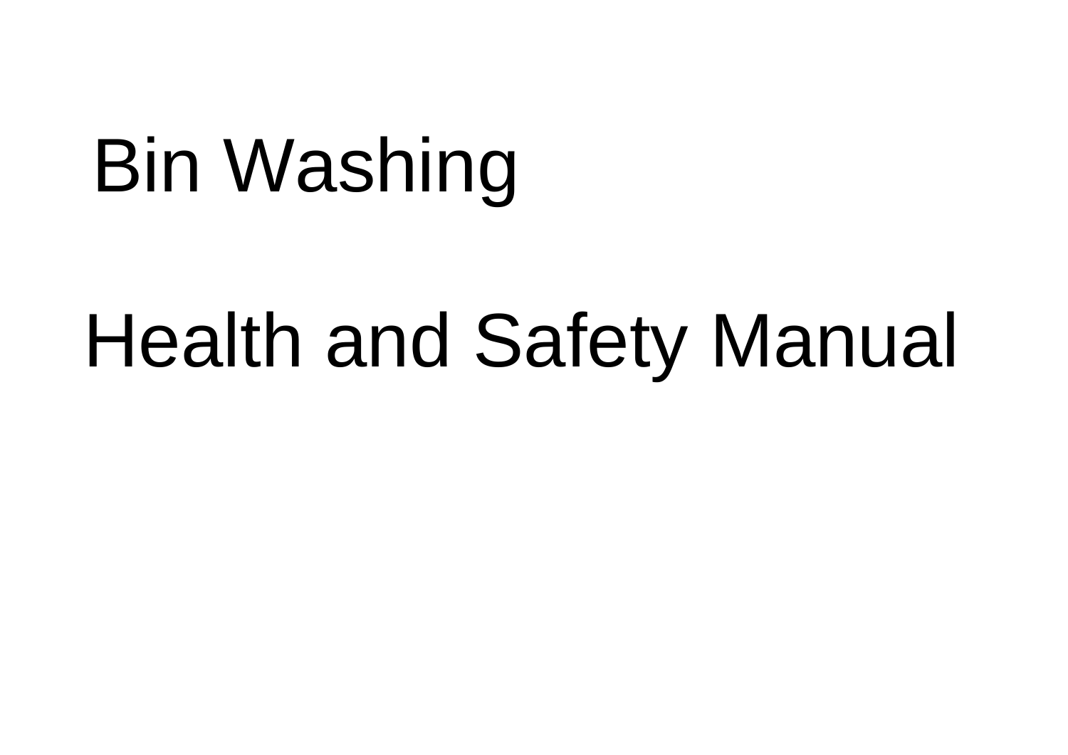# Bin Washing

# Health and Safety Manual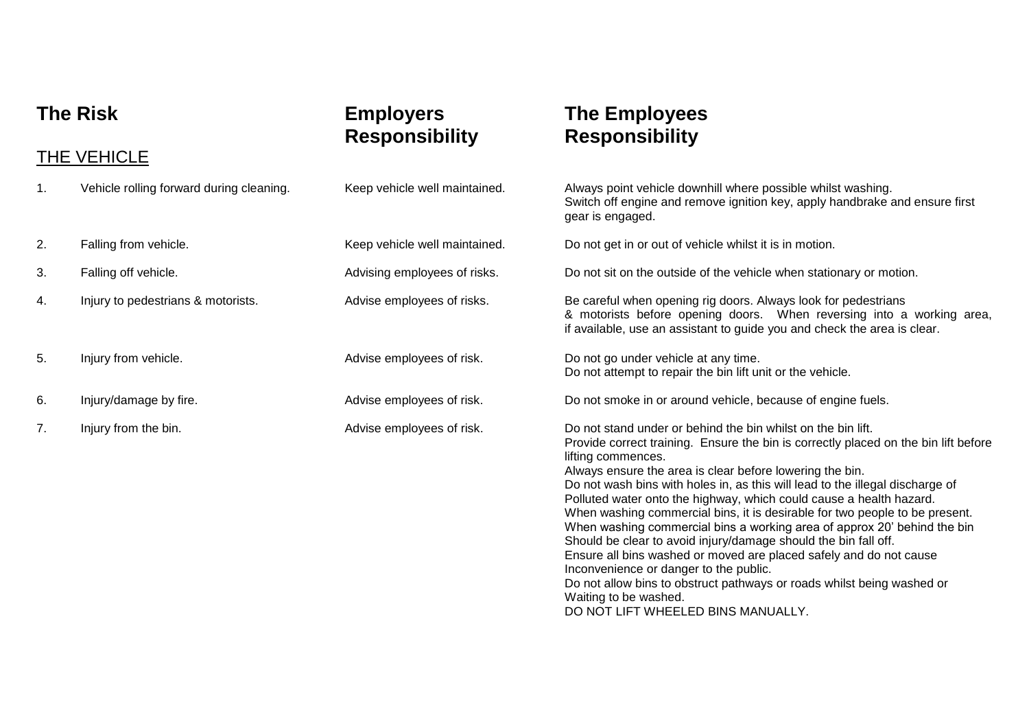| The Risk | Employers Responsibility | The Employees Responsibility |
|---|---|---|
| **THE VEHICLE** | | |
| 1. Vehicle rolling forward during cleaning. | Keep vehicle well maintained. | Always point vehicle downhill where possible whilst washing. Switch off engine and remove ignition key, apply handbrake and ensure first gear is engaged. |
| 2. Falling from vehicle. | Keep vehicle well maintained. | Do not get in or out of vehicle whilst it is in motion. |
| 3. Falling off vehicle. | Advising employees of risks. | Do not sit on the outside of the vehicle when stationary or motion. |
| 4. Injury to pedestrians & motorists. | Advise employees of risks. | Be careful when opening rig doors. Always look for pedestrians & motorists before opening doors. When reversing into a working area, if available, use an assistant to guide you and check the area is clear. |
| 5. Injury from vehicle. | Advise employees of risk. | Do not go under vehicle at any time. Do not attempt to repair the bin lift unit or the vehicle. |
| 6. Injury/damage by fire. | Advise employees of risk. | Do not smoke in or around vehicle, because of engine fuels. |
| 7. Injury from the bin. | Advise employees of risk. | Do not stand under or behind the bin whilst on the bin lift. Provide correct training. Ensure the bin is correctly placed on the bin lift before lifting commences. Always ensure the area is clear before lowering the bin. Do not wash bins with holes in, as this will lead to the illegal discharge of Polluted water onto the highway, which could cause a health hazard. When washing commercial bins, it is desirable for two people to be present. When washing commercial bins a working area of approx 20' behind the bin Should be clear to avoid injury/damage should the bin fall off. Ensure all bins washed or moved are placed safely and do not cause Inconvenience or danger to the public. Do not allow bins to obstruct pathways or roads whilst being washed or Waiting to be washed. DO NOT LIFT WHEELED BINS MANUALLY. |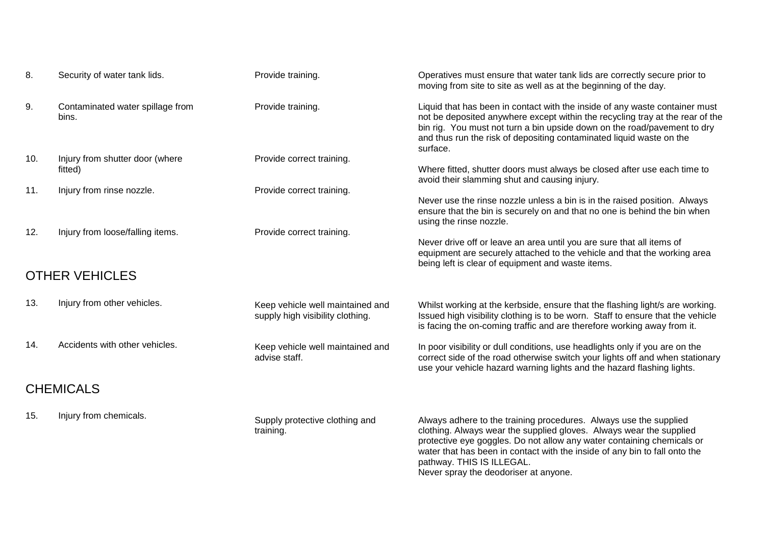| | | | |
|---|---|---|---|
| 8. | Security of water tank lids. | Provide training. | Operatives must ensure that water tank lids are correctly secure prior to moving from site to site as well as at the beginning of the day. |
| 9. | Contaminated water spillage from bins. | Provide training. | Liquid that has been in contact with the inside of any waste container must not be deposited anywhere except within the recycling tray at the rear of the bin rig. You must not turn a bin upside down on the road/pavement to dry and thus run the risk of depositing contaminated liquid waste on the surface. |
| 10. | Injury from shutter door (where fitted) | Provide correct training. | Where fitted, shutter doors must always be closed after use each time to avoid their slamming shut and causing injury. |
| 11. | Injury from rinse nozzle. | Provide correct training. | Never use the rinse nozzle unless a bin is in the raised position. Always ensure that the bin is securely on and that no one is behind the bin when using the rinse nozzle. |
| 12. | Injury from loose/falling items. | Provide correct training. | Never drive off or leave an area until you are sure that all items of equipment are securely attached to the vehicle and that the working area being left is clear of equipment and waste items. |

## OTHER VEHICLES

| | | | |
|---|---|---|---|
| 13. | Injury from other vehicles. | Keep vehicle well maintained and supply high visibility clothing. | Whilst working at the kerbside, ensure that the flashing light/s are working. Issued high visibility clothing is to be worn. Staff to ensure that the vehicle is facing the on-coming traffic and are therefore working away from it. |
| 14. | Accidents with other vehicles. | Keep vehicle well maintained and advise staff. | In poor visibility or dull conditions, use headlights only if you are on the correct side of the road otherwise switch your lights off and when stationary use your vehicle hazard warning lights and the hazard flashing lights. |

## CHEMICALS

| | | | |
|---|---|---|---|
| 15. | Injury from chemicals. | Supply protective clothing and training. | Always adhere to the training procedures. Always use the supplied clothing. Always wear the supplied gloves. Always wear the supplied protective eye goggles. Do not allow any water containing chemicals or water that has been in contact with the inside of any bin to fall onto the pathway. THIS IS ILLEGAL. Never spray the deodoriser at anyone. |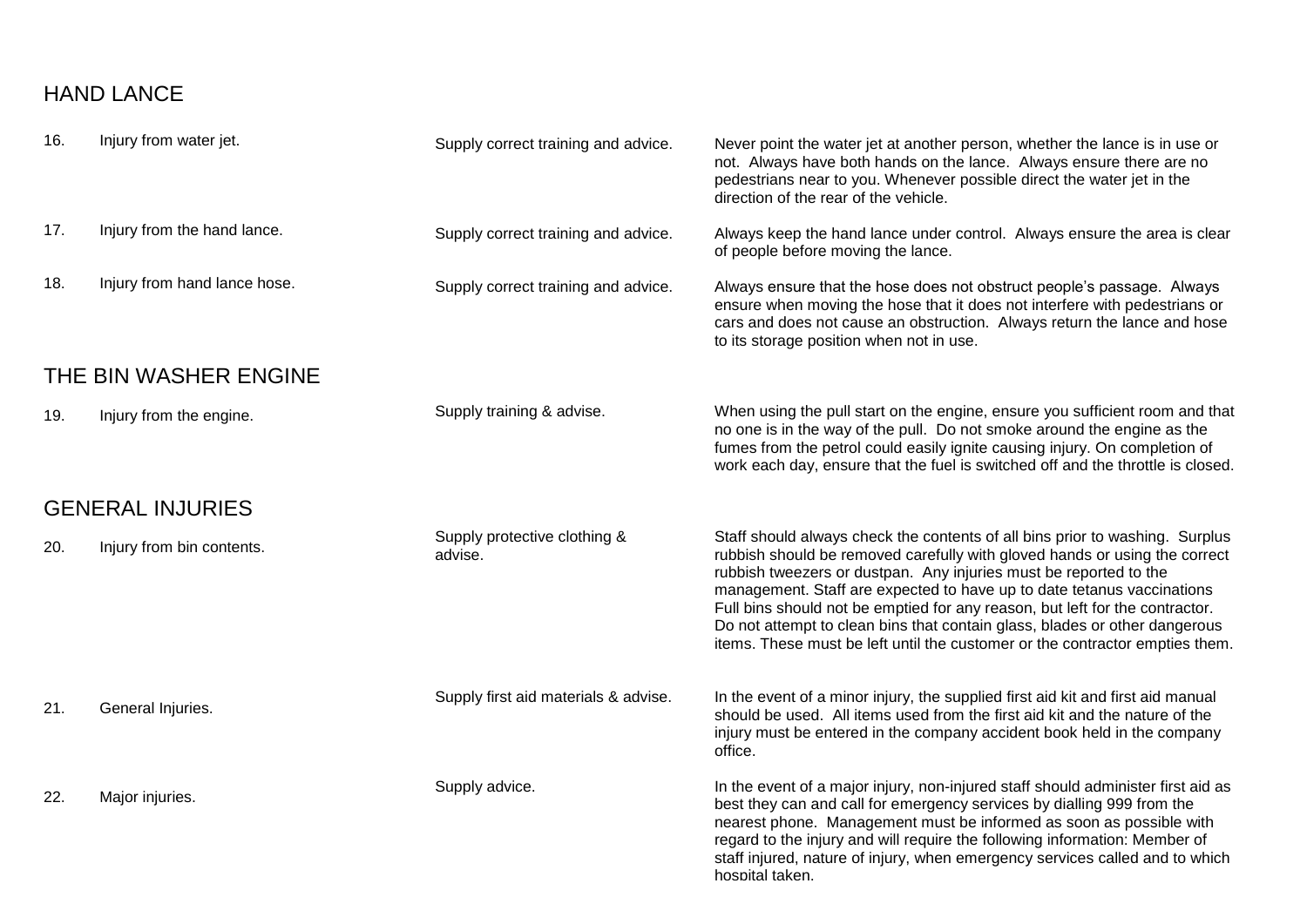## HAND LANCE

| | | | |
|---|---|---|---|
| 16. | Injury from water jet. | Supply correct training and advice. | Never point the water jet at another person, whether the lance is in use or not. Always have both hands on the lance. Always ensure there are no pedestrians near to you. Whenever possible direct the water jet in the direction of the rear of the vehicle. |
| 17. | Injury from the hand lance. | Supply correct training and advice. | Always keep the hand lance under control. Always ensure the area is clear of people before moving the lance. |
| 18. | Injury from hand lance hose. | Supply correct training and advice. | Always ensure that the hose does not obstruct people's passage. Always ensure when moving the hose that it does not interfere with pedestrians or cars and does not cause an obstruction. Always return the lance and hose to its storage position when not in use. |

## THE BIN WASHER ENGINE

| | | | |
|---|---|---|---|
| 19. | Injury from the engine. | Supply training & advise. | When using the pull start on the engine, ensure you sufficient room and that no one is in the way of the pull. Do not smoke around the engine as the fumes from the petrol could easily ignite causing injury. On completion of work each day, ensure that the fuel is switched off and the throttle is closed. |

## GENERAL INJURIES

| | | | |
|---|---|---|---|
| 20. | Injury from bin contents. | Supply protective clothing & advise. | Staff should always check the contents of all bins prior to washing. Surplus rubbish should be removed carefully with gloved hands or using the correct rubbish tweezers or dustpan. Any injuries must be reported to the management. Staff are expected to have up to date tetanus vaccinations Full bins should not be emptied for any reason, but left for the contractor. Do not attempt to clean bins that contain glass, blades or other dangerous items. These must be left until the customer or the contractor empties them. |
| 21. | General Injuries. | Supply first aid materials & advise. | In the event of a minor injury, the supplied first aid kit and first aid manual should be used. All items used from the first aid kit and the nature of the injury must be entered in the company accident book held in the company office. |
| 22. | Major injuries. | Supply advice. | In the event of a major injury, non-injured staff should administer first aid as best they can and call for emergency services by dialling 999 from the nearest phone. Management must be informed as soon as possible with regard to the injury and will require the following information: Member of staff injured, nature of injury, when emergency services called and to which hospital taken. |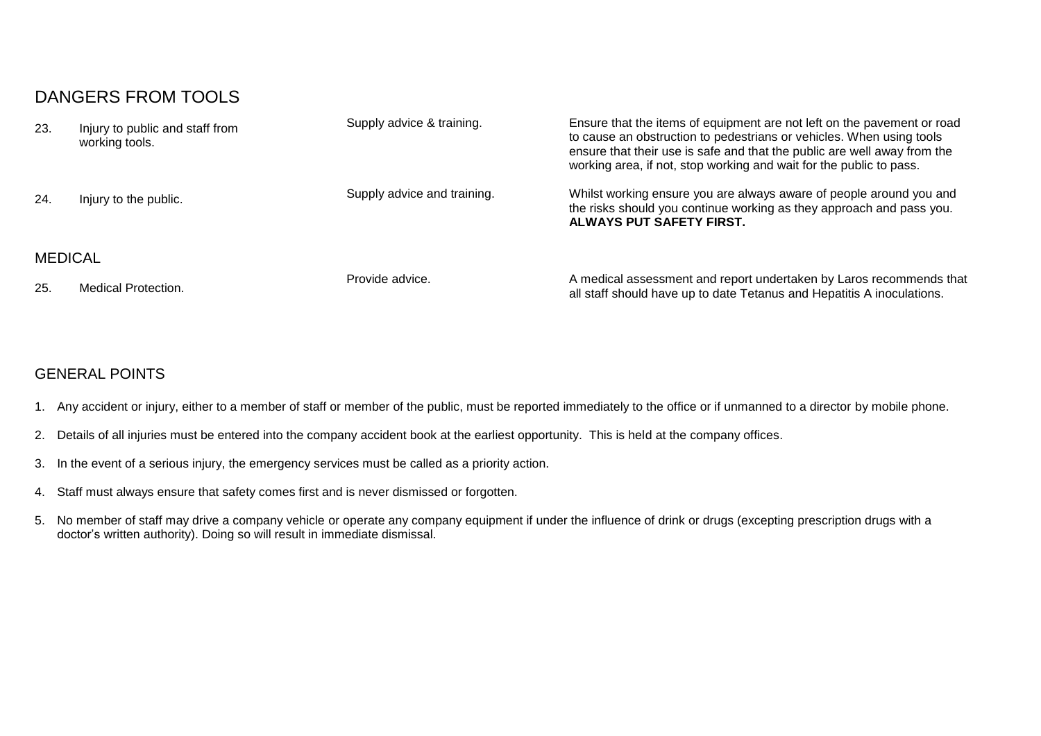## DANGERS FROM TOOLS

| | | | |
|---|---|---|---|
| 23. | Injury to public and staff from working tools. | Supply advice & training. | Ensure that the items of equipment are not left on the pavement or road to cause an obstruction to pedestrians or vehicles. When using tools ensure that their use is safe and that the public are well away from the working area, if not, stop working and wait for the public to pass. |
| 24. | Injury to the public. | Supply advice and training. | Whilst working ensure you are always aware of people around you and the risks should you continue working as they approach and pass you. **ALWAYS PUT SAFETY FIRST.** |

## MEDICAL

| | | | |
|---|---|---|---|
| 25. | Medical Protection. | Provide advice. | A medical assessment and report undertaken by Laros recommends that all staff should have up to date Tetanus and Hepatitis A inoculations. |

## GENERAL POINTS

1. Any accident or injury, either to a member of staff or member of the public, must be reported immediately to the office or if unmanned to a director by mobile phone.
2. Details of all injuries must be entered into the company accident book at the earliest opportunity. This is held at the company offices.
3. In the event of a serious injury, the emergency services must be called as a priority action.
4. Staff must always ensure that safety comes first and is never dismissed or forgotten.
5. No member of staff may drive a company vehicle or operate any company equipment if under the influence of drink or drugs (excepting prescription drugs with a doctor's written authority). Doing so will result in immediate dismissal.